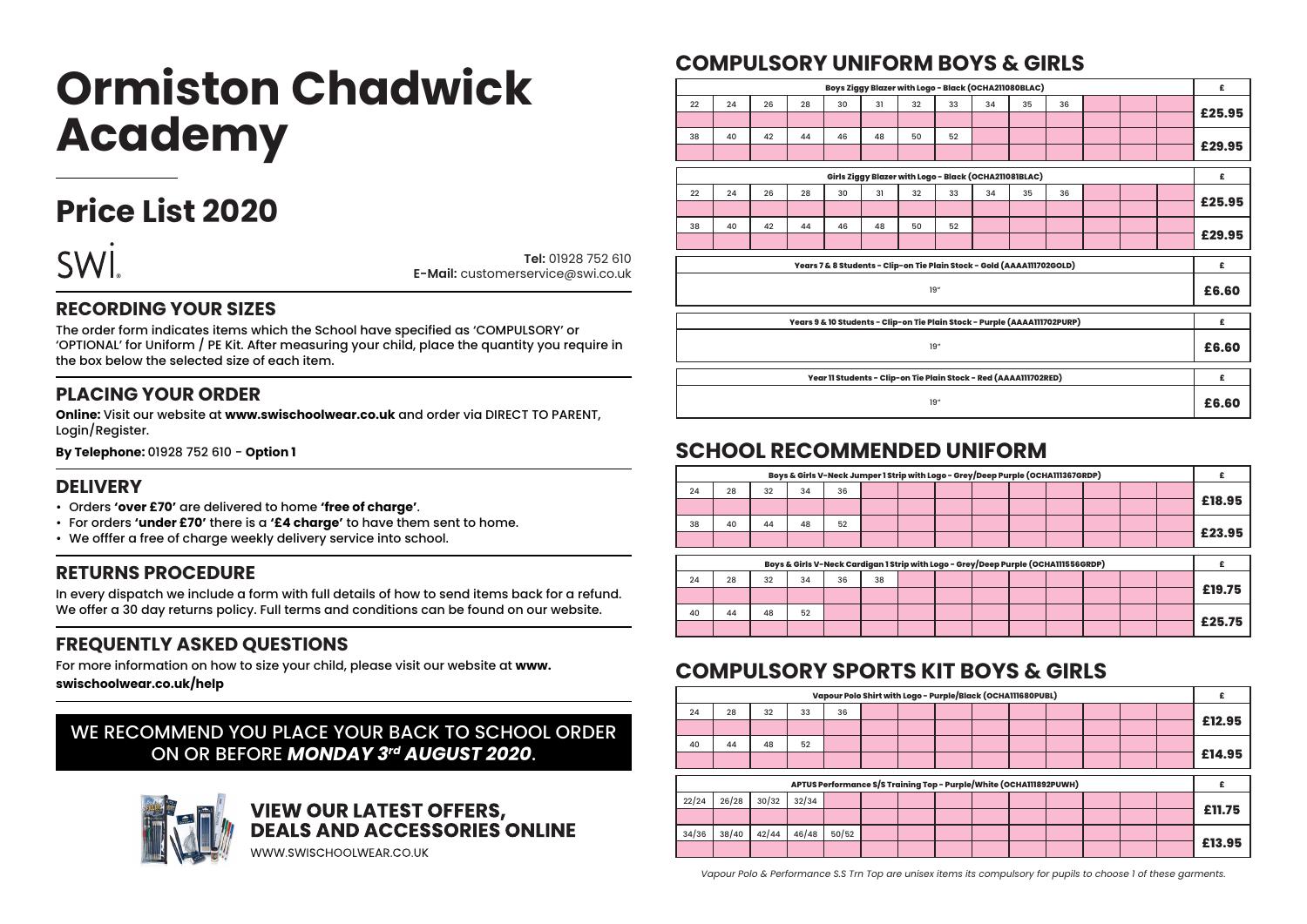# Ormiston Chadwick Academy

## Price List 2020

SWI

**Tel:** 01928 752 610
**E-Mail:** customerservice@swi.co.uk

## RECORDING YOUR SIZES

The order form indicates items which the School have specified as 'COMPULSORY' or 'OPTIONAL' for Uniform / PE Kit. After measuring your child, place the quantity you require in the box below the selected size of each item.

## PLACING YOUR ORDER

**Online:** Visit our website at **www.swischoolwear.co.uk** and order via DIRECT TO PARENT, Login/Register.

**By Telephone:** 01928 752 610 - **Option 1**

## DELIVERY

- Orders **'over £70'** are delivered to home **'free of charge'**.
- For orders **'under £70'** there is a **'£4 charge'** to have them sent to home.
- We offfer a free of charge weekly delivery service into school.

## RETURNS PROCEDURE

In every dispatch we include a form with full details of how to send items back for a refund. We offer a 30 day returns policy. Full terms and conditions can be found on our website.

## FREQUENTLY ASKED QUESTIONS

For more information on how to size your child, please visit our website at **www.swischoolwear.co.uk/help**

WE RECOMMEND YOU PLACE YOUR BACK TO SCHOOL ORDER ON OR BEFORE ***MONDAY 3rd AUGUST 2020***.

**VIEW OUR LATEST OFFERS, DEALS AND ACCESSORIES ONLINE**

WWW.SWISCHOOLWEAR.CO.UK

## COMPULSORY UNIFORM BOYS & GIRLS

| Boys Ziggy Blazer with Logo - Black (OCHA211080BLAC) | | | | | | | | | | | £ |
|---|---|---|---|---|---|---|---|---|---|---|---|
| 22 | 24 | 26 | 28 | 30 | 31 | 32 | 33 | 34 | 35 | 36 | £25.95 |
| 38 | 40 | 42 | 44 | 46 | 48 | 50 | 52 | | | | £29.95 |

| Girls Ziggy Blazer with Logo - Black (OCHA211081BLAC) | | | | | | | | | | | £ |
|---|---|---|---|---|---|---|---|---|---|---|---|
| 22 | 24 | 26 | 28 | 30 | 31 | 32 | 33 | 34 | 35 | 36 | £25.95 |
| 38 | 40 | 42 | 44 | 46 | 48 | 50 | 52 | | | | £29.95 |

| Years 7 & 8 Students - Clip-on Tie Plain Stock - Gold (AAAA111702GOLD) | £ |
|---|---|
| 19" | £6.60 |

| Years 9 & 10 Students - Clip-on Tie Plain Stock - Purple (AAAA111702PURP) | £ |
|---|---|
| 19" | £6.60 |

| Year 11 Students - Clip-on Tie Plain Stock - Red (AAAA111702RED) | £ |
|---|---|
| 19" | £6.60 |

## SCHOOL RECOMMENDED UNIFORM

| Boys & Girls V-Neck Jumper 1 Strip with Logo - Grey/Deep Purple (OCHA111367GRDP) | | | | | £ |
|---|---|---|---|---|---|
| 24 | 28 | 32 | 34 | 36 | £18.95 |
| 38 | 40 | 44 | 48 | 52 | £23.95 |

| Boys & Girls V-Neck Cardigan 1 Strip with Logo - Grey/Deep Purple (OCHA111556GRDP) | | | | | | £ |
|---|---|---|---|---|---|---|
| 24 | 28 | 32 | 34 | 36 | 38 | £19.75 |
| 40 | 44 | 48 | 52 | | | £25.75 |

## COMPULSORY SPORTS KIT BOYS & GIRLS

| Vapour Polo Shirt with Logo - Purple/Black (OCHA111680PUBL) | | | | | £ |
|---|---|---|---|---|---|
| 24 | 28 | 32 | 33 | 36 | £12.95 |
| 40 | 44 | 48 | 52 | | £14.95 |

| APTUS Performance S/S Training Top - Purple/White (OCHA111892PUWH) | | | | | £ |
|---|---|---|---|---|---|
| 22/24 | 26/28 | 30/32 | 32/34 | | £11.75 |
| 34/36 | 38/40 | 42/44 | 46/48 | 50/52 | £13.95 |

*Vapour Polo & Performance S.S Trn Top are unisex items its compulsory for pupils to choose 1 of these garments.*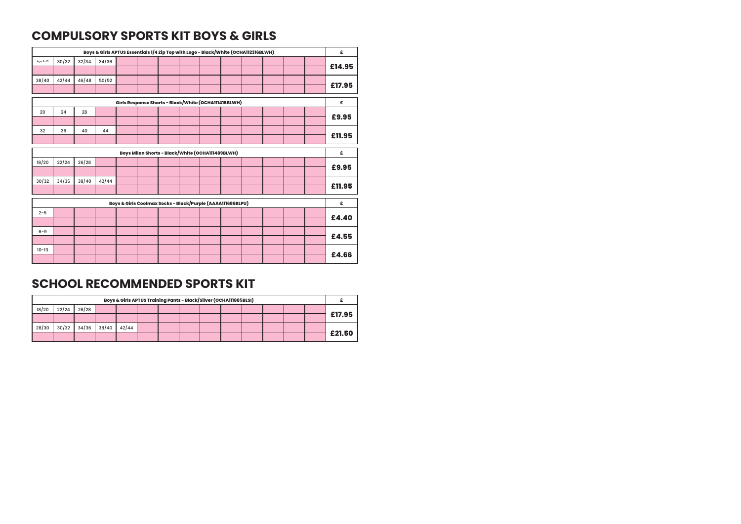## COMPULSORY SPORTS KIT BOYS & GIRLS

| Boys & Girls APTUS Essentials 1/4 Zip Top with Logo - Black/White (OCHA112316BLWH) | | | | | | | | | | | | | | £ |
|---|---|---|---|---|---|---|---|---|---|---|---|---|---|---|
| Age 9-10 | 30/32 | 32/34 | 34/36 | | | | | | | | | | | £14.95 |
| | | | | | | | | | | | | | | |
| 38/40 | 42/44 | 46/48 | 50/52 | | | | | | | | | | | £17.95 |
| | | | | | | | | | | | | | | |

| Girls Response Shorts - Black/White (OCHA111415BLWH) | | | | | | | | | | | | | | £ |
|---|---|---|---|---|---|---|---|---|---|---|---|---|---|---|
| 20 | 24 | 28 | | | | | | | | | | | | £9.95 |
| | | | | | | | | | | | | | | |
| 32 | 36 | 40 | 44 | | | | | | | | | | | £11.95 |
| | | | | | | | | | | | | | | |

| Boys Milan Shorts - Black/White (OCHA111489BLWH) | | | | | | | | | | | | | | £ |
|---|---|---|---|---|---|---|---|---|---|---|---|---|---|---|
| 18/20 | 22/24 | 26/28 | | | | | | | | | | | | £9.95 |
| | | | | | | | | | | | | | | |
| 30/32 | 34/36 | 38/40 | 42/44 | | | | | | | | | | | £11.95 |
| | | | | | | | | | | | | | | |

| Boys & Girls Coolmax Socks - Black/Purple (AAAA111686BLPU) | | | | | | | | | | | | | | £ |
|---|---|---|---|---|---|---|---|---|---|---|---|---|---|---|
| 2-5 | | | | | | | | | | | | | | £4.40 |
| | | | | | | | | | | | | | | |
| 6-9 | | | | | | | | | | | | | | £4.55 |
| | | | | | | | | | | | | | | |
| 10-13 | | | | | | | | | | | | | | £4.66 |
| | | | | | | | | | | | | | | |

## SCHOOL RECOMMENDED SPORTS KIT

| Boys & Girls APTUS Training Pants - Black/Silver (OCHA111885BLSI) | | | | | | | | | | | | | | £ |
|---|---|---|---|---|---|---|---|---|---|---|---|---|---|---|
| 18/20 | 22/24 | 26/28 | | | | | | | | | | | | £17.95 |
| | | | | | | | | | | | | | | |
| 28/30 | 30/32 | 34/36 | 38/40 | 42/44 | | | | | | | | | | £21.50 |
| | | | | | | | | | | | | | | |